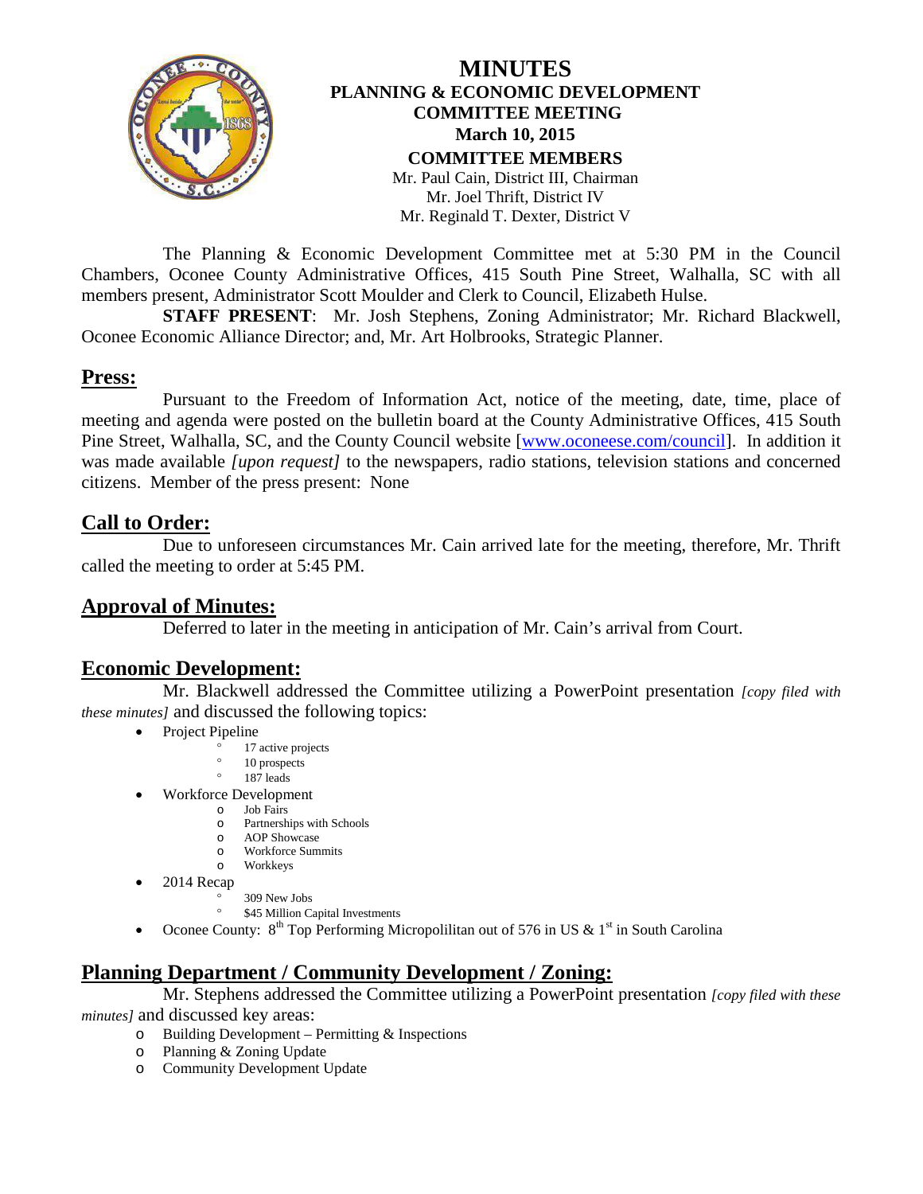# MINUTES

## PLANNING & ECONOMIC DEVELOPMENT COMMITTEE MEETING

**March 10, 2015**

**COMMITTEE MEMBERS**

Mr. Paul Cain, District III, Chairman
Mr. Joel Thrift, District IV
Mr. Reginald T. Dexter, District V

The Planning & Economic Development Committee met at 5:30 PM in the Council Chambers, Oconee County Administrative Offices, 415 South Pine Street, Walhalla, SC with all members present, Administrator Scott Moulder and Clerk to Council, Elizabeth Hulse.

**STAFF PRESENT**: Mr. Josh Stephens, Zoning Administrator; Mr. Richard Blackwell, Oconee Economic Alliance Director; and, Mr. Art Holbrooks, Strategic Planner.

## Press:

Pursuant to the Freedom of Information Act, notice of the meeting, date, time, place of meeting and agenda were posted on the bulletin board at the County Administrative Offices, 415 South Pine Street, Walhalla, SC, and the County Council website [www.oconeese.com/council]. In addition it was made available *[upon request]* to the newspapers, radio stations, television stations and concerned citizens. Member of the press present: None

## Call to Order:

Due to unforeseen circumstances Mr. Cain arrived late for the meeting, therefore, Mr. Thrift called the meeting to order at 5:45 PM.

## Approval of Minutes:

Deferred to later in the meeting in anticipation of Mr. Cain's arrival from Court.

## Economic Development:

Mr. Blackwell addressed the Committee utilizing a PowerPoint presentation *[copy filed with these minutes]* and discussed the following topics:

- Project Pipeline
  - 17 active projects
  - 10 prospects
  - 187 leads
- Workforce Development
  - Job Fairs
  - Partnerships with Schools
  - AOP Showcase
  - Workforce Summits
  - Workkeys
- 2014 Recap
  - 309 New Jobs
  - $45 Million Capital Investments
- Oconee County: 8th Top Performing Micropolilitan out of 576 in US & 1st in South Carolina

## Planning Department / Community Development / Zoning:

Mr. Stephens addressed the Committee utilizing a PowerPoint presentation *[copy filed with these minutes]* and discussed key areas:

- Building Development – Permitting & Inspections
- Planning & Zoning Update
- Community Development Update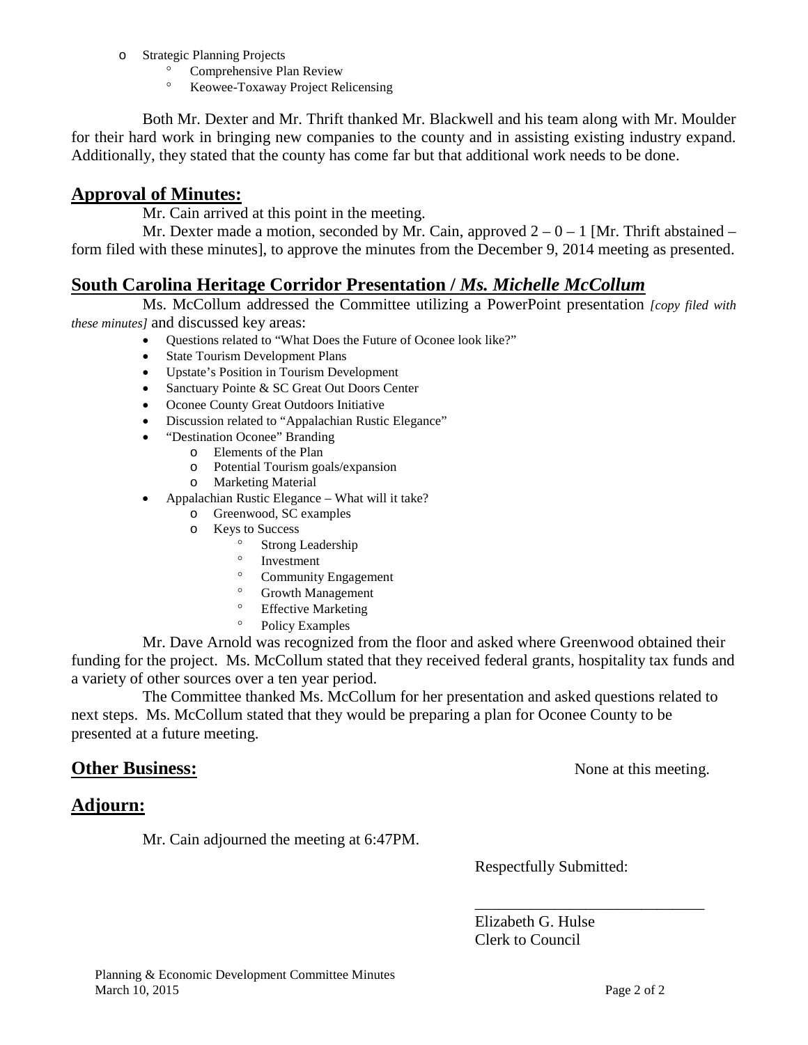- Strategic Planning Projects
    - Comprehensive Plan Review
    - Keowee-Toxaway Project Relicensing

Both Mr. Dexter and Mr. Thrift thanked Mr. Blackwell and his team along with Mr. Moulder for their hard work in bringing new companies to the county and in assisting existing industry expand. Additionally, they stated that the county has come far but that additional work needs to be done.

## Approval of Minutes:

Mr. Cain arrived at this point in the meeting.

Mr. Dexter made a motion, seconded by Mr. Cain, approved 2 – 0 – 1 [Mr. Thrift abstained – form filed with these minutes], to approve the minutes from the December 9, 2014 meeting as presented.

## South Carolina Heritage Corridor Presentation / *Ms. Michelle McCollum*

Ms. McCollum addressed the Committee utilizing a PowerPoint presentation *[copy filed with these minutes]* and discussed key areas:

- Questions related to "What Does the Future of Oconee look like?"
- State Tourism Development Plans
- Upstate's Position in Tourism Development
- Sanctuary Pointe & SC Great Out Doors Center
- Oconee County Great Outdoors Initiative
- Discussion related to "Appalachian Rustic Elegance"
- "Destination Oconee" Branding
    - Elements of the Plan
    - Potential Tourism goals/expansion
    - Marketing Material
- Appalachian Rustic Elegance – What will it take?
    - Greenwood, SC examples
    - Keys to Success
        - Strong Leadership
        - Investment
        - Community Engagement
        - Growth Management
        - Effective Marketing
        - Policy Examples

Mr. Dave Arnold was recognized from the floor and asked where Greenwood obtained their funding for the project. Ms. McCollum stated that they received federal grants, hospitality tax funds and a variety of other sources over a ten year period.

The Committee thanked Ms. McCollum for her presentation and asked questions related to next steps. Ms. McCollum stated that they would be preparing a plan for Oconee County to be presented at a future meeting.

## Other Business:

None at this meeting.

## Adjourn:

Mr. Cain adjourned the meeting at 6:47PM.

Respectfully Submitted:

\_\_\_\_\_\_\_\_\_\_\_\_\_\_\_\_\_\_\_\_\_\_\_\_\_\_\_\_\_\_

Elizabeth G. Hulse
Clerk to Council